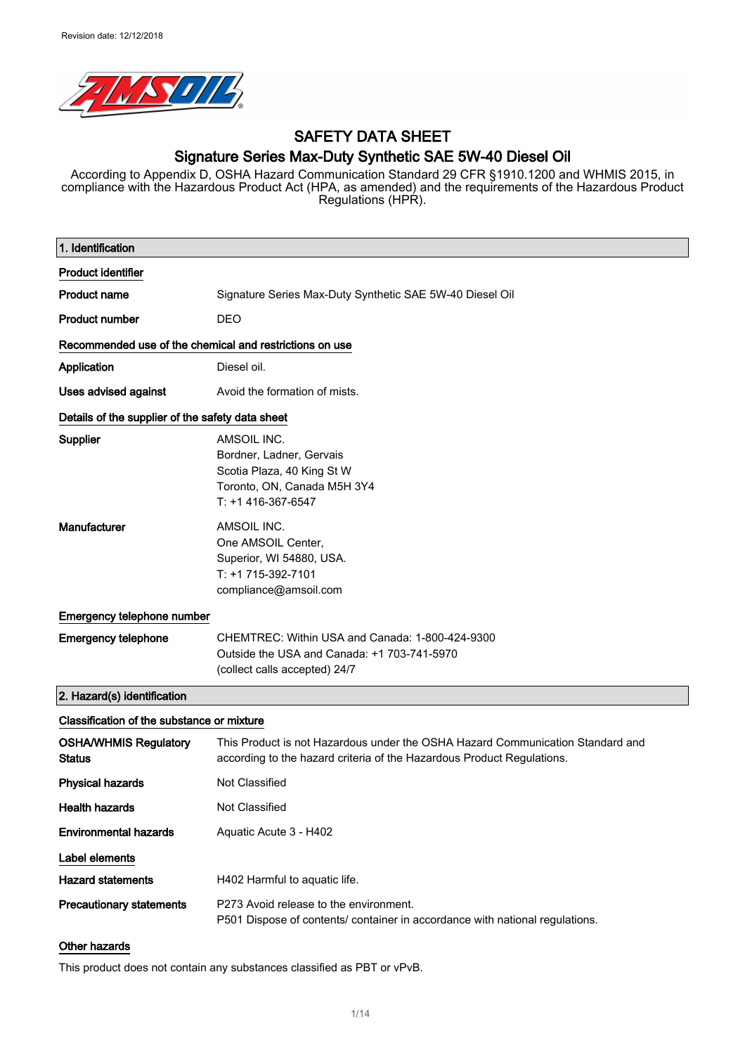Revision date: 12/12/2018

# SAFETY DATA SHEET

## Signature Series Max-Duty Synthetic SAE 5W-40 Diesel Oil

According to Appendix D, OSHA Hazard Communication Standard 29 CFR §1910.1200 and WHMIS 2015, in compliance with the Hazardous Product Act (HPA, as amended) and the requirements of the Hazardous Product Regulations (HPR).

## 1. Identification

**Product identifier**

| | |
|---|---|
| **Product name** | Signature Series Max-Duty Synthetic SAE 5W-40 Diesel Oil |
| **Product number** | DEO |

**Recommended use of the chemical and restrictions on use**

| | |
|---|---|
| **Application** | Diesel oil. |
| **Uses advised against** | Avoid the formation of mists. |

**Details of the supplier of the safety data sheet**

| | |
|---|---|
| **Supplier** | AMSOIL INC.<br>Bordner, Ladner, Gervais<br>Scotia Plaza, 40 King St W<br>Toronto, ON, Canada M5H 3Y4<br>T: +1 416-367-6547 |
| **Manufacturer** | AMSOIL INC.<br>One AMSOIL Center,<br>Superior, WI 54880, USA.<br>T: +1 715-392-7101<br>compliance@amsoil.com |

**Emergency telephone number**

| | |
|---|---|
| **Emergency telephone** | CHEMTREC: Within USA and Canada: 1-800-424-9300<br>Outside the USA and Canada: +1 703-741-5970<br>(collect calls accepted) 24/7 |

## 2. Hazard(s) identification

**Classification of the substance or mixture**

| | |
|---|---|
| **OSHA/WHMIS Regulatory Status** | This Product is not Hazardous under the OSHA Hazard Communication Standard and according to the hazard criteria of the Hazardous Product Regulations. |
| **Physical hazards** | Not Classified |
| **Health hazards** | Not Classified |
| **Environmental hazards** | Aquatic Acute 3 - H402 |

**Label elements**

| | |
|---|---|
| **Hazard statements** | H402 Harmful to aquatic life. |
| **Precautionary statements** | P273 Avoid release to the environment.<br>P501 Dispose of contents/ container in accordance with national regulations. |

**Other hazards**

This product does not contain any substances classified as PBT or vPvB.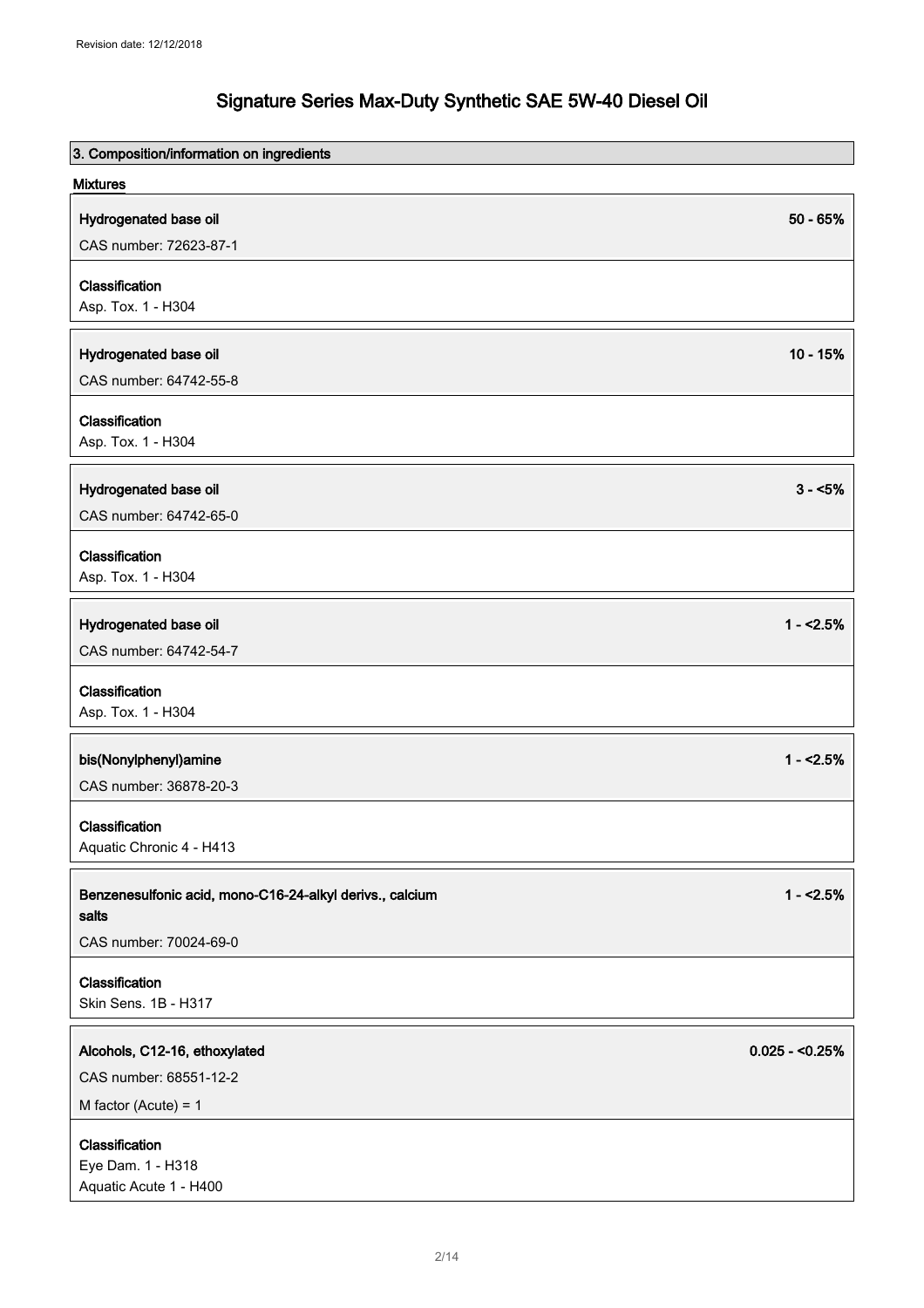# Signature Series Max-Duty Synthetic SAE 5W-40 Diesel Oil

## 3. Composition/information on ingredients

### Mixtures

**Hydrogenated base oil** 50 - 65%

CAS number: 72623-87-1

**Classification**

Asp. Tox. 1 - H304

**Hydrogenated base oil** 10 - 15%

CAS number: 64742-55-8

**Classification**

Asp. Tox. 1 - H304

**Hydrogenated base oil** 3 - <5%

CAS number: 64742-65-0

**Classification**

Asp. Tox. 1 - H304

**Hydrogenated base oil** 1 - <2.5%

CAS number: 64742-54-7

**Classification**

Asp. Tox. 1 - H304

**bis(Nonylphenyl)amine** 1 - <2.5%

CAS number: 36878-20-3

**Classification**

Aquatic Chronic 4 - H413

**Benzenesulfonic acid, mono-C16-24-alkyl derivs., calcium salts** 1 - <2.5%

CAS number: 70024-69-0

**Classification**

Skin Sens. 1B - H317

**Alcohols, C12-16, ethoxylated** 0.025 - <0.25%

CAS number: 68551-12-2

M factor (Acute) = 1

**Classification**

Eye Dam. 1 - H318

Aquatic Acute 1 - H400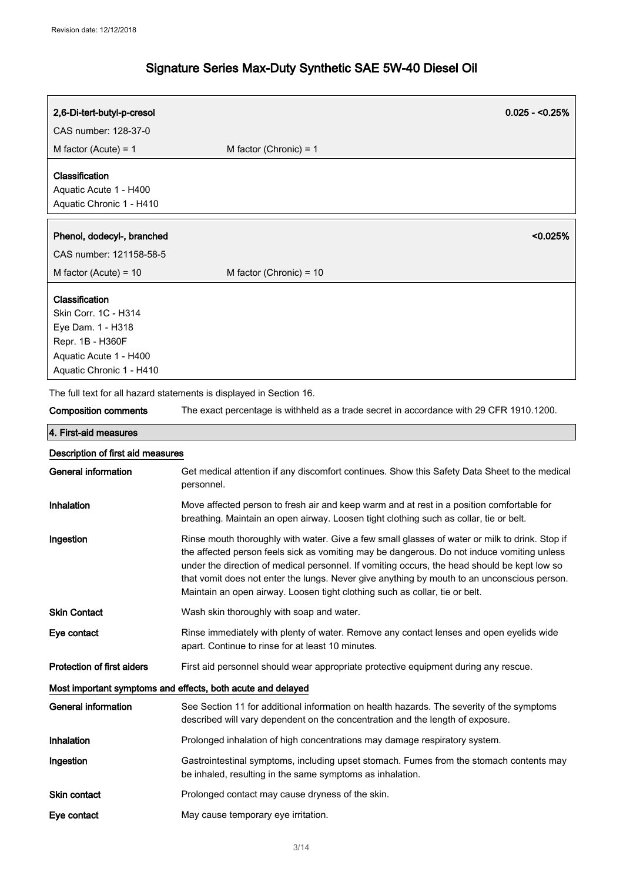| 2,6-Di-tert-butyl-p-cresol | | 0.025 - <0.25% |
| --- | --- | --- |
| CAS number: 128-37-0 | | |
| M factor (Acute) = 1 | M factor (Chronic) = 1 | |

**Classification**
Aquatic Acute 1 - H400
Aquatic Chronic 1 - H410

| Phenol, dodecyl-, branched | | <0.025% |
| --- | --- | --- |
| CAS number: 121158-58-5 | | |
| M factor (Acute) = 10 | M factor (Chronic) = 10 | |

**Classification**
Skin Corr. 1C - H314
Eye Dam. 1 - H318
Repr. 1B - H360F
Aquatic Acute 1 - H400
Aquatic Chronic 1 - H410

The full text for all hazard statements is displayed in Section 16.

**Composition comments** The exact percentage is withheld as a trade secret in accordance with 29 CFR 1910.1200.

## 4. First-aid measures

### Description of first aid measures

**General information** Get medical attention if any discomfort continues. Show this Safety Data Sheet to the medical personnel.

**Inhalation** Move affected person to fresh air and keep warm and at rest in a position comfortable for breathing. Maintain an open airway. Loosen tight clothing such as collar, tie or belt.

**Ingestion** Rinse mouth thoroughly with water. Give a few small glasses of water or milk to drink. Stop if the affected person feels sick as vomiting may be dangerous. Do not induce vomiting unless under the direction of medical personnel. If vomiting occurs, the head should be kept low so that vomit does not enter the lungs. Never give anything by mouth to an unconscious person. Maintain an open airway. Loosen tight clothing such as collar, tie or belt.

**Skin Contact** Wash skin thoroughly with soap and water.

**Eye contact** Rinse immediately with plenty of water. Remove any contact lenses and open eyelids wide apart. Continue to rinse for at least 10 minutes.

**Protection of first aiders** First aid personnel should wear appropriate protective equipment during any rescue.

### Most important symptoms and effects, both acute and delayed

**General information** See Section 11 for additional information on health hazards. The severity of the symptoms described will vary dependent on the concentration and the length of exposure.

**Inhalation** Prolonged inhalation of high concentrations may damage respiratory system.

**Ingestion** Gastrointestinal symptoms, including upset stomach. Fumes from the stomach contents may be inhaled, resulting in the same symptoms as inhalation.

**Skin contact** Prolonged contact may cause dryness of the skin.

**Eye contact** May cause temporary eye irritation.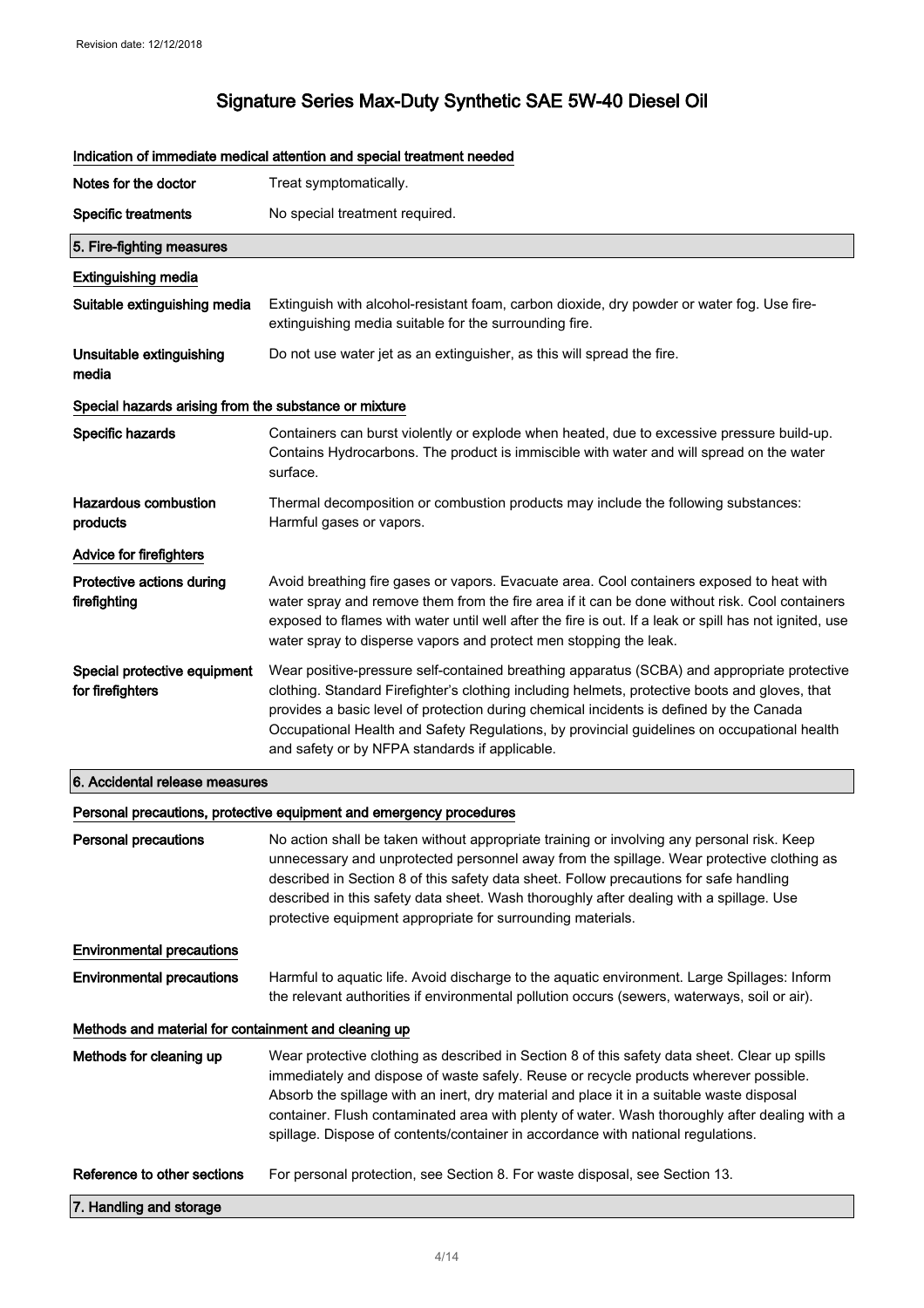### Indication of immediate medical attention and special treatment needed

| | |
|---|---|
| **Notes for the doctor** | Treat symptomatically. |
| **Specific treatments** | No special treatment required. |

## 5. Fire-fighting measures

### Extinguishing media

| | |
|---|---|
| **Suitable extinguishing media** | Extinguish with alcohol-resistant foam, carbon dioxide, dry powder or water fog. Use fire-extinguishing media suitable for the surrounding fire. |
| **Unsuitable extinguishing media** | Do not use water jet as an extinguisher, as this will spread the fire. |

### Special hazards arising from the substance or mixture

| | |
|---|---|
| **Specific hazards** | Containers can burst violently or explode when heated, due to excessive pressure build-up. Contains Hydrocarbons. The product is immiscible with water and will spread on the water surface. |
| **Hazardous combustion products** | Thermal decomposition or combustion products may include the following substances: Harmful gases or vapors. |

### Advice for firefighters

| | |
|---|---|
| **Protective actions during firefighting** | Avoid breathing fire gases or vapors. Evacuate area. Cool containers exposed to heat with water spray and remove them from the fire area if it can be done without risk. Cool containers exposed to flames with water until well after the fire is out. If a leak or spill has not ignited, use water spray to disperse vapors and protect men stopping the leak. |
| **Special protective equipment for firefighters** | Wear positive-pressure self-contained breathing apparatus (SCBA) and appropriate protective clothing. Standard Firefighter's clothing including helmets, protective boots and gloves, that provides a basic level of protection during chemical incidents is defined by the Canada Occupational Health and Safety Regulations, by provincial guidelines on occupational health and safety or by NFPA standards if applicable. |

## 6. Accidental release measures

### Personal precautions, protective equipment and emergency procedures

| | |
|---|---|
| **Personal precautions** | No action shall be taken without appropriate training or involving any personal risk. Keep unnecessary and unprotected personnel away from the spillage. Wear protective clothing as described in Section 8 of this safety data sheet. Follow precautions for safe handling described in this safety data sheet. Wash thoroughly after dealing with a spillage. Use protective equipment appropriate for surrounding materials. |

### Environmental precautions

| | |
|---|---|
| **Environmental precautions** | Harmful to aquatic life. Avoid discharge to the aquatic environment. Large Spillages: Inform the relevant authorities if environmental pollution occurs (sewers, waterways, soil or air). |

### Methods and material for containment and cleaning up

| | |
|---|---|
| **Methods for cleaning up** | Wear protective clothing as described in Section 8 of this safety data sheet. Clear up spills immediately and dispose of waste safely. Reuse or recycle products wherever possible. Absorb the spillage with an inert, dry material and place it in a suitable waste disposal container. Flush contaminated area with plenty of water. Wash thoroughly after dealing with a spillage. Dispose of contents/container in accordance with national regulations. |
| **Reference to other sections** | For personal protection, see Section 8. For waste disposal, see Section 13. |

## 7. Handling and storage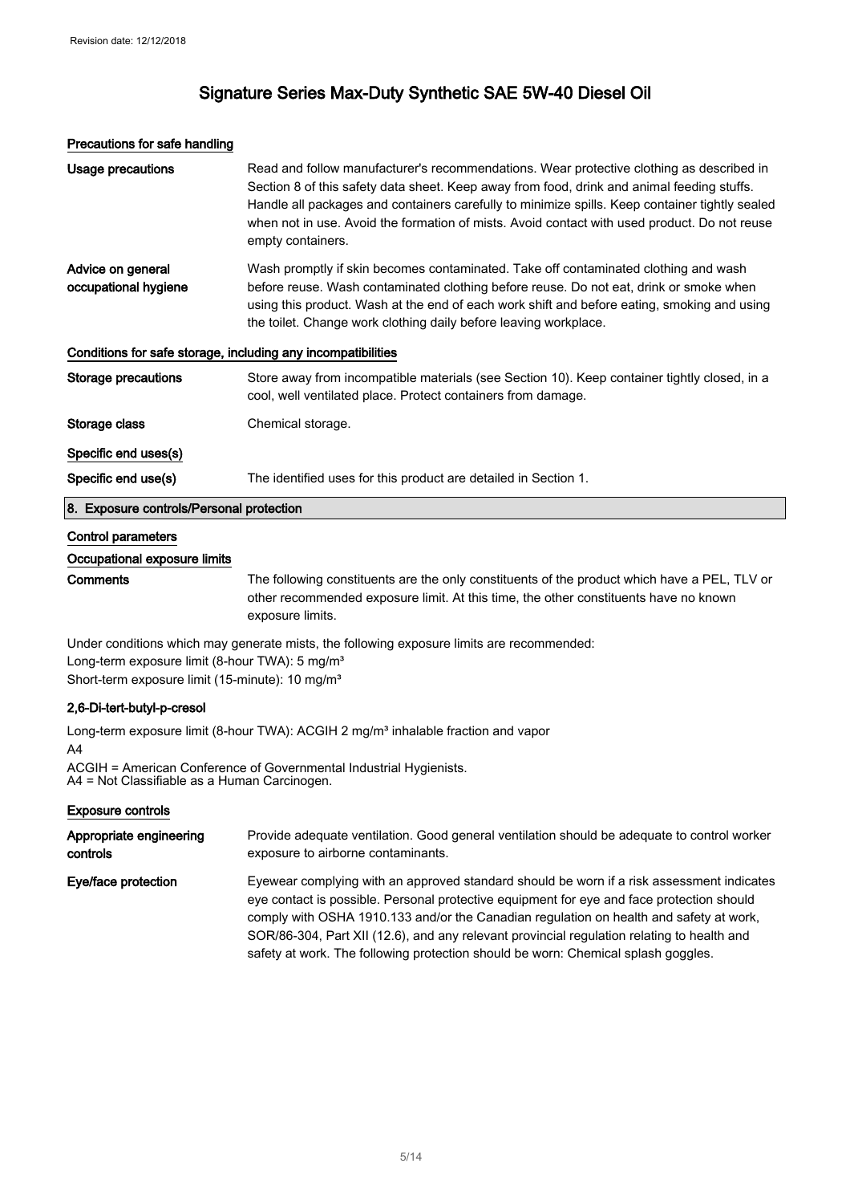### Precautions for safe handling

**Usage precautions** Read and follow manufacturer's recommendations. Wear protective clothing as described in Section 8 of this safety data sheet. Keep away from food, drink and animal feeding stuffs. Handle all packages and containers carefully to minimize spills. Keep container tightly sealed when not in use. Avoid the formation of mists. Avoid contact with used product. Do not reuse empty containers.

**Advice on general occupational hygiene** Wash promptly if skin becomes contaminated. Take off contaminated clothing and wash before reuse. Wash contaminated clothing before reuse. Do not eat, drink or smoke when using this product. Wash at the end of each work shift and before eating, smoking and using the toilet. Change work clothing daily before leaving workplace.

### Conditions for safe storage, including any incompatibilities

**Storage precautions** Store away from incompatible materials (see Section 10). Keep container tightly closed, in a cool, well ventilated place. Protect containers from damage.

**Storage class** Chemical storage.

### Specific end uses(s)

**Specific end use(s)** The identified uses for this product are detailed in Section 1.

## 8. Exposure controls/Personal protection

### Control parameters

#### Occupational exposure limits

**Comments** The following constituents are the only constituents of the product which have a PEL, TLV or other recommended exposure limit. At this time, the other constituents have no known exposure limits.

Under conditions which may generate mists, the following exposure limits are recommended:
Long-term exposure limit (8-hour TWA): 5 mg/m³
Short-term exposure limit (15-minute): 10 mg/m³

#### 2,6-Di-tert-butyl-p-cresol

Long-term exposure limit (8-hour TWA): ACGIH 2 mg/m³ inhalable fraction and vapor
A4
ACGIH = American Conference of Governmental Industrial Hygienists.
A4 = Not Classifiable as a Human Carcinogen.

### Exposure controls

**Appropriate engineering controls** Provide adequate ventilation. Good general ventilation should be adequate to control worker exposure to airborne contaminants.

**Eye/face protection** Eyewear complying with an approved standard should be worn if a risk assessment indicates eye contact is possible. Personal protective equipment for eye and face protection should comply with OSHA 1910.133 and/or the Canadian regulation on health and safety at work, SOR/86-304, Part XII (12.6), and any relevant provincial regulation relating to health and safety at work. The following protection should be worn: Chemical splash goggles.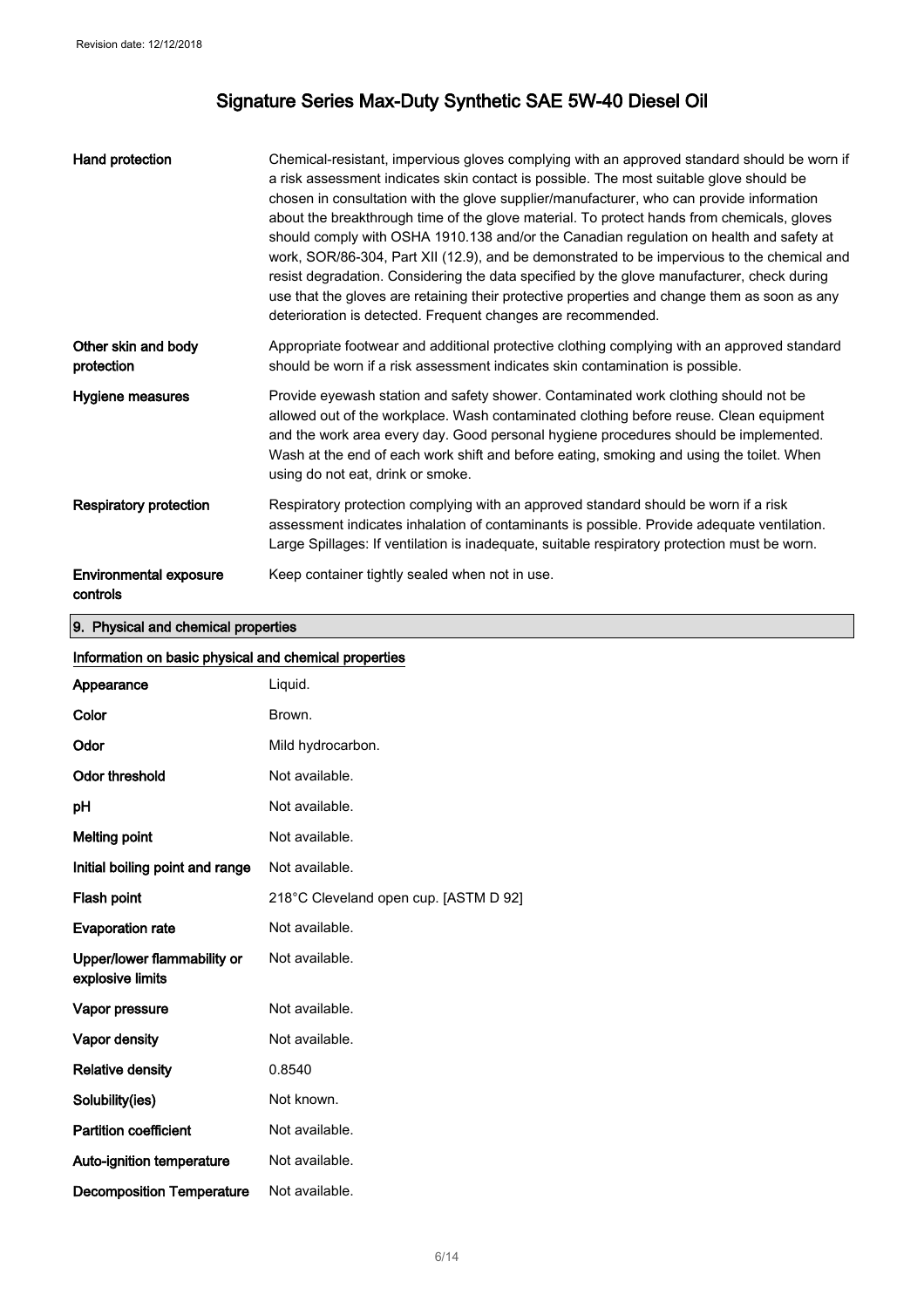| | |
|---|---|
| **Hand protection** | Chemical-resistant, impervious gloves complying with an approved standard should be worn if a risk assessment indicates skin contact is possible. The most suitable glove should be chosen in consultation with the glove supplier/manufacturer, who can provide information about the breakthrough time of the glove material. To protect hands from chemicals, gloves should comply with OSHA 1910.138 and/or the Canadian regulation on health and safety at work, SOR/86-304, Part XII (12.9), and be demonstrated to be impervious to the chemical and resist degradation. Considering the data specified by the glove manufacturer, check during use that the gloves are retaining their protective properties and change them as soon as any deterioration is detected. Frequent changes are recommended. |
| **Other skin and body protection** | Appropriate footwear and additional protective clothing complying with an approved standard should be worn if a risk assessment indicates skin contamination is possible. |
| **Hygiene measures** | Provide eyewash station and safety shower. Contaminated work clothing should not be allowed out of the workplace. Wash contaminated clothing before reuse. Clean equipment and the work area every day. Good personal hygiene procedures should be implemented. Wash at the end of each work shift and before eating, smoking and using the toilet. When using do not eat, drink or smoke. |
| **Respiratory protection** | Respiratory protection complying with an approved standard should be worn if a risk assessment indicates inhalation of contaminants is possible. Provide adequate ventilation. Large Spillages: If ventilation is inadequate, suitable respiratory protection must be worn. |
| **Environmental exposure controls** | Keep container tightly sealed when not in use. |

## 9. Physical and chemical properties

### Information on basic physical and chemical properties

| | |
|---|---|
| **Appearance** | Liquid. |
| **Color** | Brown. |
| **Odor** | Mild hydrocarbon. |
| **Odor threshold** | Not available. |
| **pH** | Not available. |
| **Melting point** | Not available. |
| **Initial boiling point and range** | Not available. |
| **Flash point** | 218°C Cleveland open cup. [ASTM D 92] |
| **Evaporation rate** | Not available. |
| **Upper/lower flammability or explosive limits** | Not available. |
| **Vapor pressure** | Not available. |
| **Vapor density** | Not available. |
| **Relative density** | 0.8540 |
| **Solubility(ies)** | Not known. |
| **Partition coefficient** | Not available. |
| **Auto-ignition temperature** | Not available. |
| **Decomposition Temperature** | Not available. |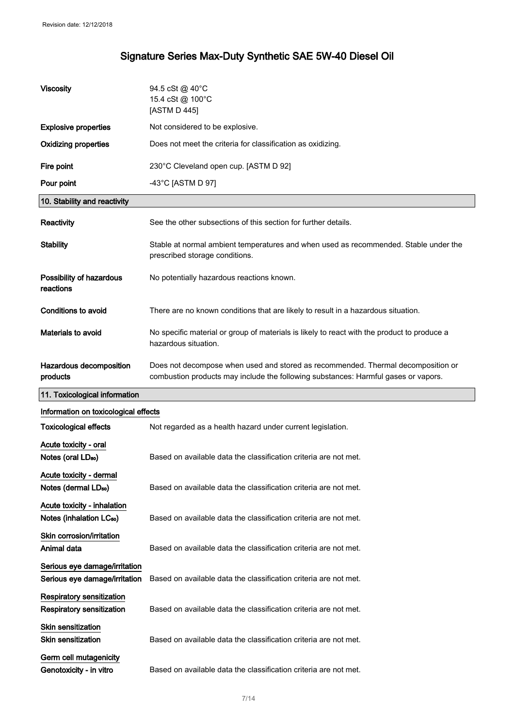| | |
|---|---|
| **Viscosity** | 94.5 cSt @ 40°C<br>15.4 cSt @ 100°C<br>[ASTM D 445] |
| **Explosive properties** | Not considered to be explosive. |
| **Oxidizing properties** | Does not meet the criteria for classification as oxidizing. |
| **Fire point** | 230°C Cleveland open cup. [ASTM D 92] |
| **Pour point** | -43°C [ASTM D 97] |

## 10. Stability and reactivity

| | |
|---|---|
| **Reactivity** | See the other subsections of this section for further details. |
| **Stability** | Stable at normal ambient temperatures and when used as recommended. Stable under the prescribed storage conditions. |
| **Possibility of hazardous reactions** | No potentially hazardous reactions known. |
| **Conditions to avoid** | There are no known conditions that are likely to result in a hazardous situation. |
| **Materials to avoid** | No specific material or group of materials is likely to react with the product to produce a hazardous situation. |
| **Hazardous decomposition products** | Does not decompose when used and stored as recommended. Thermal decomposition or combustion products may include the following substances: Harmful gases or vapors. |

## 11. Toxicological information

### Information on toxicological effects

| | |
|---|---|
| **Toxicological effects** | Not regarded as a health hazard under current legislation. |

**Acute toxicity - oral**

| | |
|---|---|
| **Notes (oral $LD_{50}$)** | Based on available data the classification criteria are not met. |

**Acute toxicity - dermal**

| | |
|---|---|
| **Notes (dermal $LD_{50}$)** | Based on available data the classification criteria are not met. |

**Acute toxicity - inhalation**

| | |
|---|---|
| **Notes (inhalation $LC_{50}$)** | Based on available data the classification criteria are not met. |

**Skin corrosion/irritation**

| | |
|---|---|
| **Animal data** | Based on available data the classification criteria are not met. |

**Serious eye damage/irritation**

| | |
|---|---|
| **Serious eye damage/irritation** | Based on available data the classification criteria are not met. |

**Respiratory sensitization**

| | |
|---|---|
| **Respiratory sensitization** | Based on available data the classification criteria are not met. |

**Skin sensitization**

| | |
|---|---|
| **Skin sensitization** | Based on available data the classification criteria are not met. |

**Germ cell mutagenicity**

| | |
|---|---|
| **Genotoxicity - in vitro** | Based on available data the classification criteria are not met. |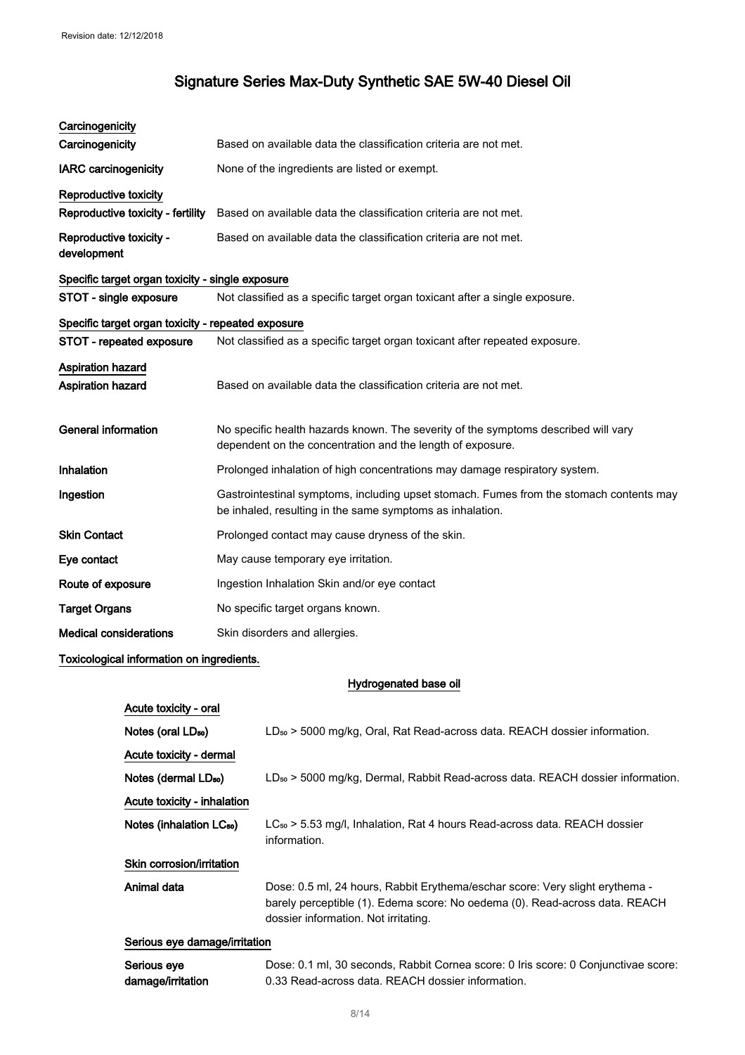# Signature Series Max-Duty Synthetic SAE 5W-40 Diesel Oil

**Carcinogenicity**

| | |
|---|---|
| **Carcinogenicity** | Based on available data the classification criteria are not met. |
| **IARC carcinogenicity** | None of the ingredients are listed or exempt. |

**Reproductive toxicity**

| | |
|---|---|
| **Reproductive toxicity - fertility** | Based on available data the classification criteria are not met. |
| **Reproductive toxicity - development** | Based on available data the classification criteria are not met. |

**Specific target organ toxicity - single exposure**

| | |
|---|---|
| **STOT - single exposure** | Not classified as a specific target organ toxicant after a single exposure. |

**Specific target organ toxicity - repeated exposure**

| | |
|---|---|
| **STOT - repeated exposure** | Not classified as a specific target organ toxicant after repeated exposure. |

**Aspiration hazard**

| | |
|---|---|
| **Aspiration hazard** | Based on available data the classification criteria are not met. |

| | |
|---|---|
| **General information** | No specific health hazards known. The severity of the symptoms described will vary dependent on the concentration and the length of exposure. |
| **Inhalation** | Prolonged inhalation of high concentrations may damage respiratory system. |
| **Ingestion** | Gastrointestinal symptoms, including upset stomach. Fumes from the stomach contents may be inhaled, resulting in the same symptoms as inhalation. |
| **Skin Contact** | Prolonged contact may cause dryness of the skin. |
| **Eye contact** | May cause temporary eye irritation. |
| **Route of exposure** | Ingestion Inhalation Skin and/or eye contact |
| **Target Organs** | No specific target organs known. |
| **Medical considerations** | Skin disorders and allergies. |

**Toxicological information on ingredients.**

**Hydrogenated base oil**

**Acute toxicity - oral**

| | |
|---|---|
| **Notes (oral $LD_{50}$)** | $LD_{50}$ > 5000 mg/kg, Oral, Rat Read-across data. REACH dossier information. |

**Acute toxicity - dermal**

| | |
|---|---|
| **Notes (dermal $LD_{50}$)** | $LD_{50}$ > 5000 mg/kg, Dermal, Rabbit Read-across data. REACH dossier information. |

**Acute toxicity - inhalation**

| | |
|---|---|
| **Notes (inhalation $LC_{50}$)** | $LC_{50}$ > 5.53 mg/l, Inhalation, Rat 4 hours Read-across data. REACH dossier information. |

**Skin corrosion/irritation**

| | |
|---|---|
| **Animal data** | Dose: 0.5 ml, 24 hours, Rabbit Erythema/eschar score: Very slight erythema - barely perceptible (1). Edema score: No oedema (0). Read-across data. REACH dossier information. Not irritating. |

**Serious eye damage/irritation**

| | |
|---|---|
| **Serious eye damage/irritation** | Dose: 0.1 ml, 30 seconds, Rabbit Cornea score: 0 Iris score: 0 Conjunctivae score: 0.33 Read-across data. REACH dossier information. |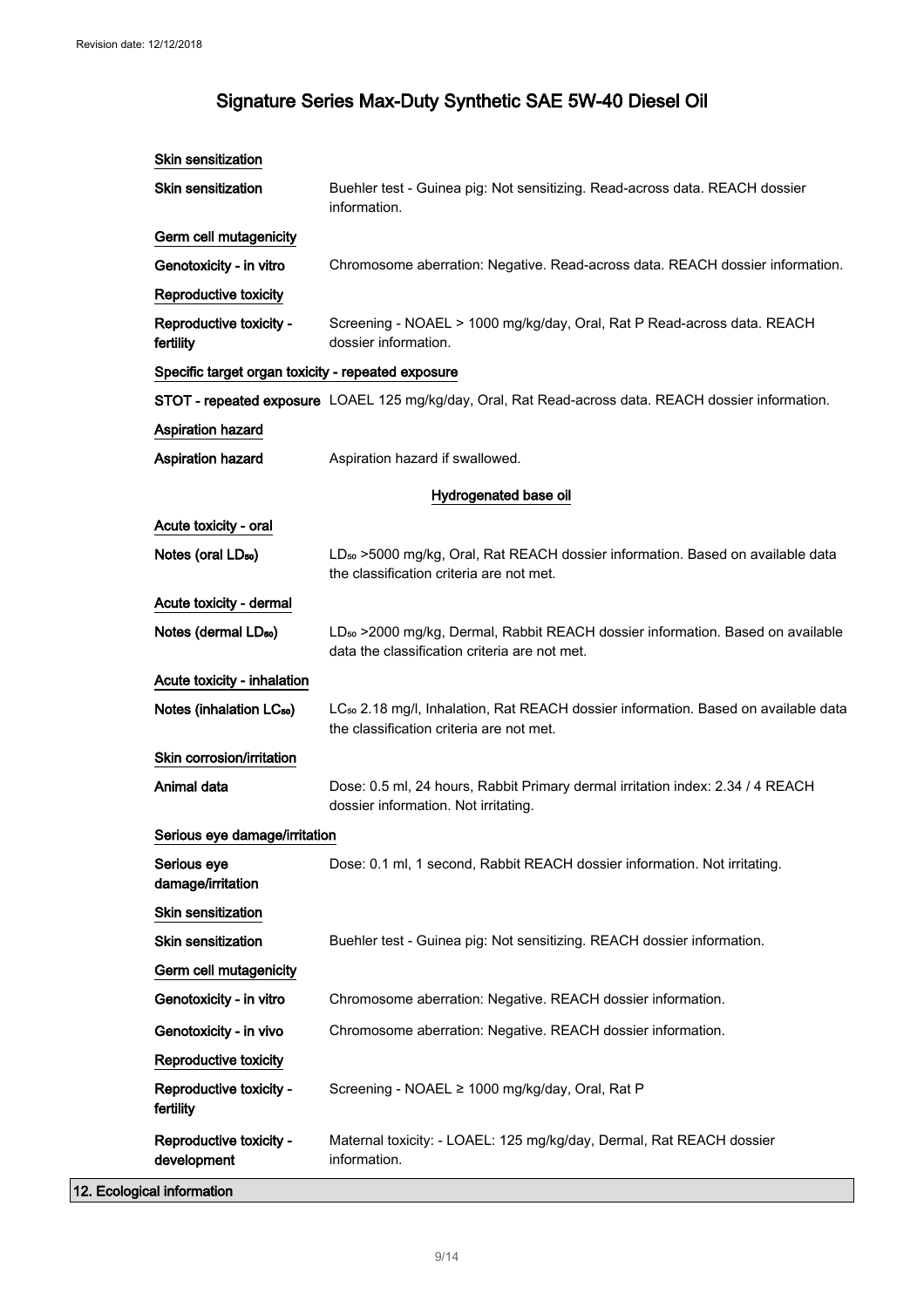**Skin sensitization**

**Skin sensitization** Buehler test - Guinea pig: Not sensitizing. Read-across data. REACH dossier information.

**Germ cell mutagenicity**

**Genotoxicity - in vitro** Chromosome aberration: Negative. Read-across data. REACH dossier information.

**Reproductive toxicity**

**Reproductive toxicity - fertility** Screening - NOAEL > 1000 mg/kg/day, Oral, Rat P Read-across data. REACH dossier information.

**Specific target organ toxicity - repeated exposure**

**STOT - repeated exposure** LOAEL 125 mg/kg/day, Oral, Rat Read-across data. REACH dossier information.

**Aspiration hazard**

**Aspiration hazard** Aspiration hazard if swallowed.

**Hydrogenated base oil**

**Acute toxicity - oral**

**Notes (oral $LD_{50}$)** $LD_{50}$ >5000 mg/kg, Oral, Rat REACH dossier information. Based on available data the classification criteria are not met.

**Acute toxicity - dermal**

**Notes (dermal $LD_{50}$)** $LD_{50}$ >2000 mg/kg, Dermal, Rabbit REACH dossier information. Based on available data the classification criteria are not met.

**Acute toxicity - inhalation**

**Notes (inhalation $LC_{50}$)** $LC_{50}$ 2.18 mg/l, Inhalation, Rat REACH dossier information. Based on available data the classification criteria are not met.

**Skin corrosion/irritation**

**Animal data** Dose: 0.5 ml, 24 hours, Rabbit Primary dermal irritation index: 2.34 / 4 REACH dossier information. Not irritating.

**Serious eye damage/irritation**

**Serious eye damage/irritation** Dose: 0.1 ml, 1 second, Rabbit REACH dossier information. Not irritating.

**Skin sensitization**

**Skin sensitization** Buehler test - Guinea pig: Not sensitizing. REACH dossier information.

**Germ cell mutagenicity**

**Genotoxicity - in vitro** Chromosome aberration: Negative. REACH dossier information.

**Genotoxicity - in vivo** Chromosome aberration: Negative. REACH dossier information.

**Reproductive toxicity**

**Reproductive toxicity - fertility** Screening - NOAEL ≥ 1000 mg/kg/day, Oral, Rat P

**Reproductive toxicity - development** Maternal toxicity: - LOAEL: 125 mg/kg/day, Dermal, Rat REACH dossier information.

## 12. Ecological information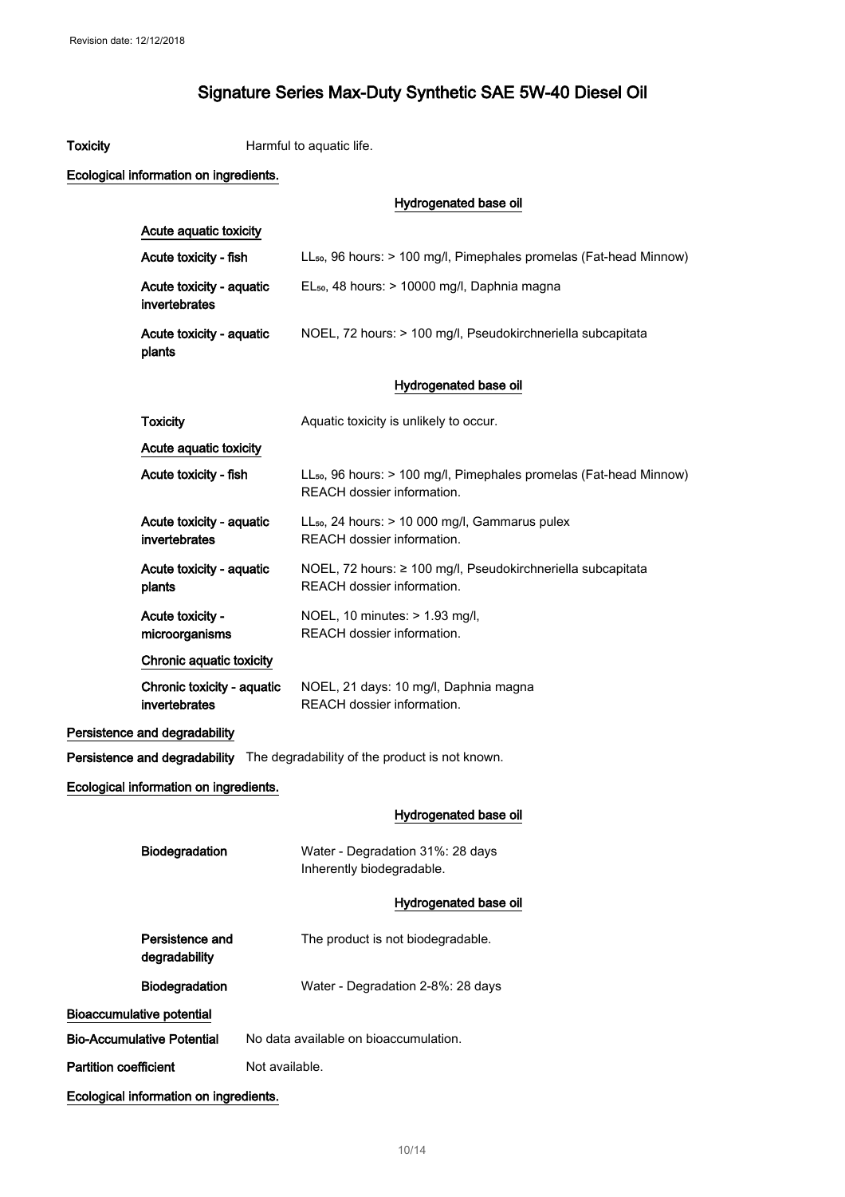Revision date: 12/12/2018

# Signature Series Max-Duty Synthetic SAE 5W-40 Diesel Oil

**Toxicity** Harmful to aquatic life.

**Ecological information on ingredients.**

**Hydrogenated base oil**

**Acute aquatic toxicity**

| | |
|---|---|
| **Acute toxicity - fish** | $LL_{50}$, 96 hours: > 100 mg/l, Pimephales promelas (Fat-head Minnow) |
| **Acute toxicity - aquatic invertebrates** | $EL_{50}$, 48 hours: > 10000 mg/l, Daphnia magna |
| **Acute toxicity - aquatic plants** | NOEL, 72 hours: > 100 mg/l, Pseudokirchneriella subcapitata |

**Hydrogenated base oil**

| | |
|---|---|
| **Toxicity** | Aquatic toxicity is unlikely to occur. |

**Acute aquatic toxicity**

| | |
|---|---|
| **Acute toxicity - fish** | $LL_{50}$, 96 hours: > 100 mg/l, Pimephales promelas (Fat-head Minnow) REACH dossier information. |
| **Acute toxicity - aquatic invertebrates** | $LL_{50}$, 24 hours: > 10 000 mg/l, Gammarus pulex REACH dossier information. |
| **Acute toxicity - aquatic plants** | NOEL, 72 hours: ≥ 100 mg/l, Pseudokirchneriella subcapitata REACH dossier information. |
| **Acute toxicity - microorganisms** | NOEL, 10 minutes: > 1.93 mg/l, REACH dossier information. |

**Chronic aquatic toxicity**

| | |
|---|---|
| **Chronic toxicity - aquatic invertebrates** | NOEL, 21 days: 10 mg/l, Daphnia magna REACH dossier information. |

**Persistence and degradability**

**Persistence and degradability** The degradability of the product is not known.

**Ecological information on ingredients.**

**Hydrogenated base oil**

| | |
|---|---|
| **Biodegradation** | Water - Degradation 31%: 28 days Inherently biodegradable. |

**Hydrogenated base oil**

| | |
|---|---|
| **Persistence and degradability** | The product is not biodegradable. |
| **Biodegradation** | Water - Degradation 2-8%: 28 days |

**Bioaccumulative potential**

**Bio-Accumulative Potential** No data available on bioaccumulation.

**Partition coefficient** Not available.

**Ecological information on ingredients.**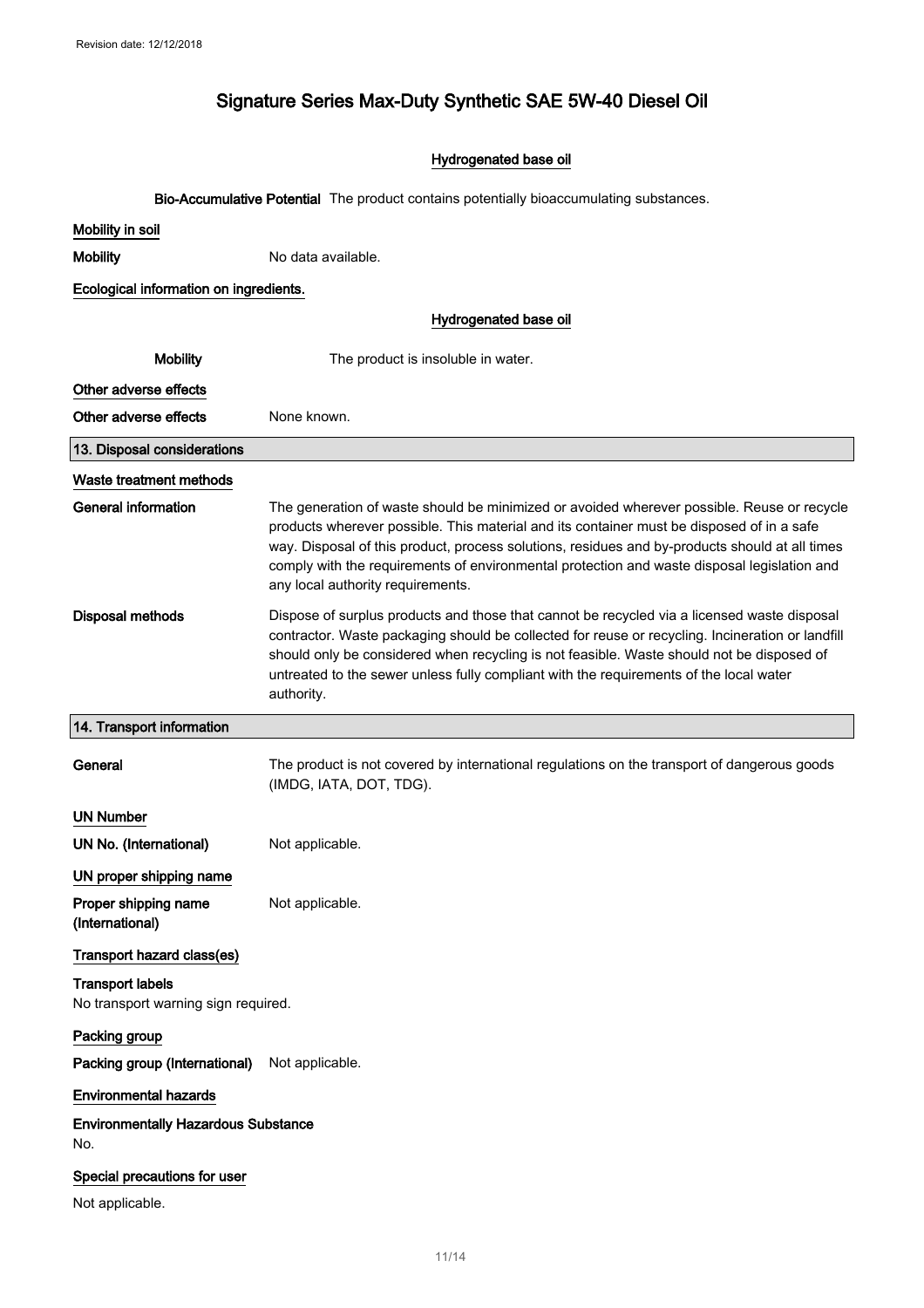Hydrogenated base oil

**Bio-Accumulative Potential** The product contains potentially bioaccumulating substances.

**Mobility in soil**

**Mobility** No data available.

**Ecological information on ingredients.**

Hydrogenated base oil

**Mobility** The product is insoluble in water.

**Other adverse effects**

**Other adverse effects** None known.

## 13. Disposal considerations

**Waste treatment methods**

**General information** The generation of waste should be minimized or avoided wherever possible. Reuse or recycle products wherever possible. This material and its container must be disposed of in a safe way. Disposal of this product, process solutions, residues and by-products should at all times comply with the requirements of environmental protection and waste disposal legislation and any local authority requirements.

**Disposal methods** Dispose of surplus products and those that cannot be recycled via a licensed waste disposal contractor. Waste packaging should be collected for reuse or recycling. Incineration or landfill should only be considered when recycling is not feasible. Waste should not be disposed of untreated to the sewer unless fully compliant with the requirements of the local water authority.

## 14. Transport information

**General** The product is not covered by international regulations on the transport of dangerous goods (IMDG, IATA, DOT, TDG).

**UN Number**

**UN No. (International)** Not applicable.

**UN proper shipping name**

**Proper shipping name (International)** Not applicable.

**Transport hazard class(es)**

**Transport labels**

No transport warning sign required.

**Packing group**

**Packing group (International)** Not applicable.

**Environmental hazards**

**Environmentally Hazardous Substance**

No.

**Special precautions for user**

Not applicable.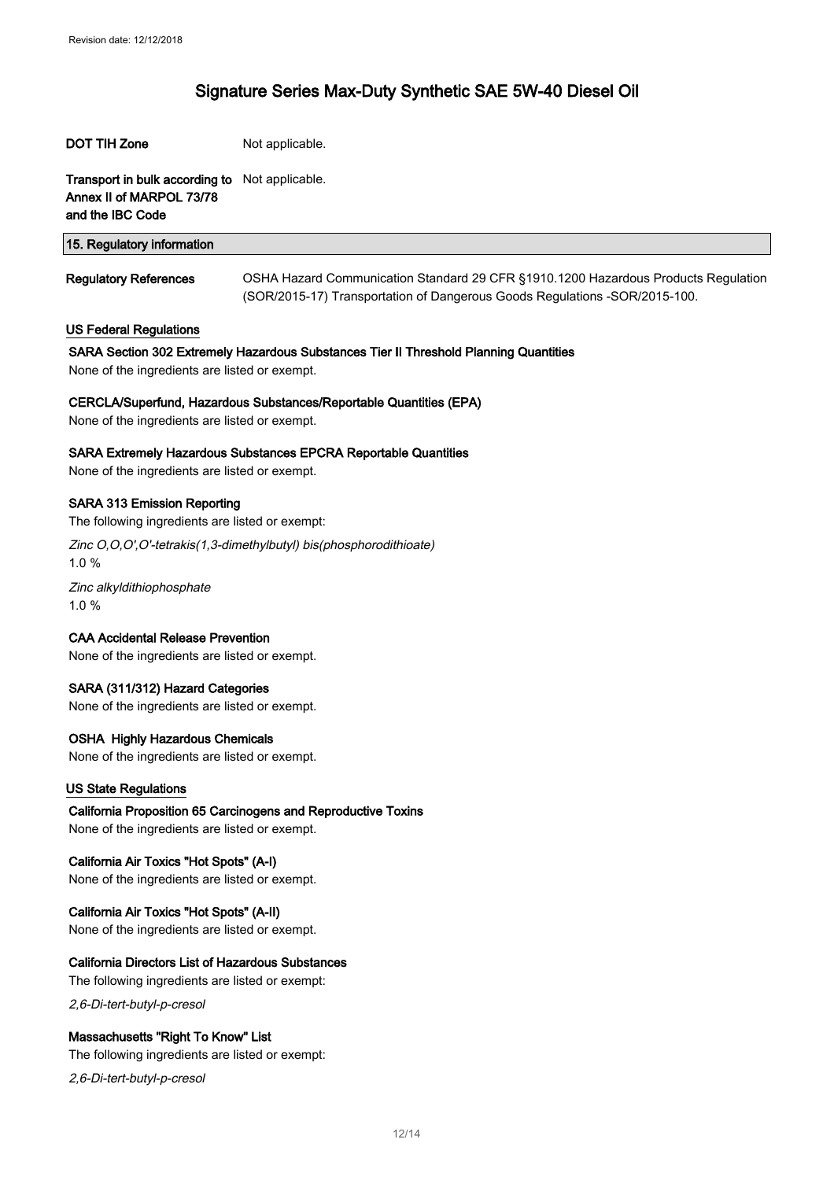| | |
|---|---|
| **DOT TIH Zone** | Not applicable. |
| **Transport in bulk according to Annex II of MARPOL 73/78 and the IBC Code** | Not applicable. |

## 15. Regulatory information

| | |
|---|---|
| **Regulatory References** | OSHA Hazard Communication Standard 29 CFR §1910.1200 Hazardous Products Regulation (SOR/2015-17) Transportation of Dangerous Goods Regulations -SOR/2015-100. |

### US Federal Regulations

**SARA Section 302 Extremely Hazardous Substances Tier II Threshold Planning Quantities**

None of the ingredients are listed or exempt.

**CERCLA/Superfund, Hazardous Substances/Reportable Quantities (EPA)**

None of the ingredients are listed or exempt.

**SARA Extremely Hazardous Substances EPCRA Reportable Quantities**

None of the ingredients are listed or exempt.

**SARA 313 Emission Reporting**

The following ingredients are listed or exempt:

*Zinc O,O,O',O'-tetrakis(1,3-dimethylbutyl) bis(phosphorodithioate)*
1.0 %

*Zinc alkyldithiophosphate*
1.0 %

**CAA Accidental Release Prevention**

None of the ingredients are listed or exempt.

**SARA (311/312) Hazard Categories**

None of the ingredients are listed or exempt.

**OSHA Highly Hazardous Chemicals**

None of the ingredients are listed or exempt.

### US State Regulations

**California Proposition 65 Carcinogens and Reproductive Toxins**

None of the ingredients are listed or exempt.

**California Air Toxics "Hot Spots" (A-I)**

None of the ingredients are listed or exempt.

**California Air Toxics "Hot Spots" (A-II)**

None of the ingredients are listed or exempt.

**California Directors List of Hazardous Substances**

The following ingredients are listed or exempt:

*2,6-Di-tert-butyl-p-cresol*

**Massachusetts "Right To Know" List**

The following ingredients are listed or exempt:

*2,6-Di-tert-butyl-p-cresol*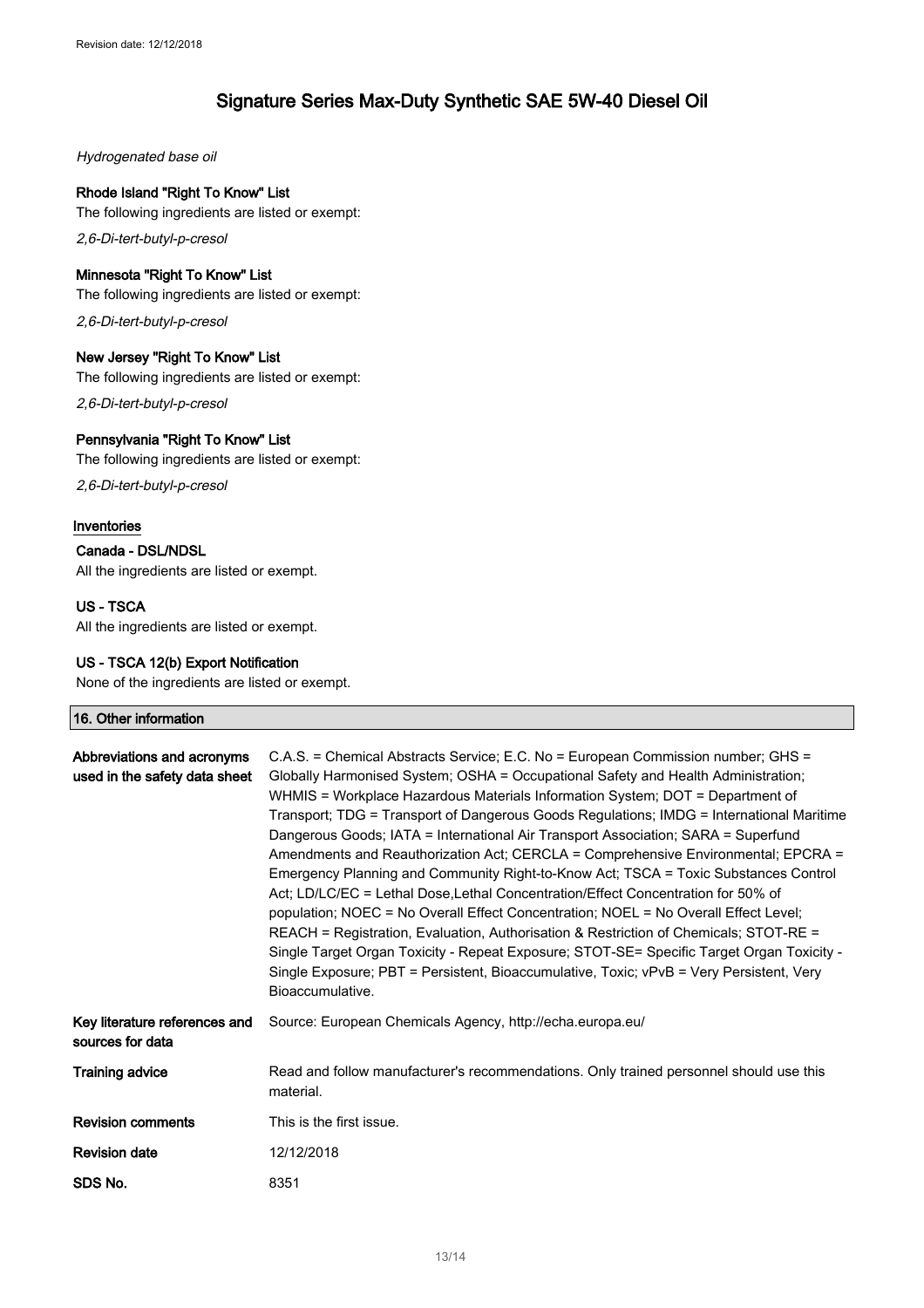*Hydrogenated base oil*

**Rhode Island "Right To Know" List**

The following ingredients are listed or exempt:

*2,6-Di-tert-butyl-p-cresol*

**Minnesota "Right To Know" List**

The following ingredients are listed or exempt:

*2,6-Di-tert-butyl-p-cresol*

**New Jersey "Right To Know" List**

The following ingredients are listed or exempt:

*2,6-Di-tert-butyl-p-cresol*

**Pennsylvania "Right To Know" List**

The following ingredients are listed or exempt:

*2,6-Di-tert-butyl-p-cresol*

**Inventories**

**Canada - DSL/NDSL**

All the ingredients are listed or exempt.

**US - TSCA**

All the ingredients are listed or exempt.

**US - TSCA 12(b) Export Notification**

None of the ingredients are listed or exempt.

## 16. Other information

| | |
|---|---|
| **Abbreviations and acronyms used in the safety data sheet** | C.A.S. = Chemical Abstracts Service; E.C. No = European Commission number; GHS = Globally Harmonised System; OSHA = Occupational Safety and Health Administration; WHMIS = Workplace Hazardous Materials Information System; DOT = Department of Transport; TDG = Transport of Dangerous Goods Regulations; IMDG = International Maritime Dangerous Goods; IATA = International Air Transport Association; SARA = Superfund Amendments and Reauthorization Act; CERCLA = Comprehensive Environmental; EPCRA = Emergency Planning and Community Right-to-Know Act; TSCA = Toxic Substances Control Act; LD/LC/EC = Lethal Dose,Lethal Concentration/Effect Concentration for 50% of population; NOEC = No Overall Effect Concentration; NOEL = No Overall Effect Level; REACH = Registration, Evaluation, Authorisation & Restriction of Chemicals; STOT-RE = Single Target Organ Toxicity - Repeat Exposure; STOT-SE= Specific Target Organ Toxicity - Single Exposure; PBT = Persistent, Bioaccumulative, Toxic; vPvB = Very Persistent, Very Bioaccumulative. |
| **Key literature references and sources for data** | Source: European Chemicals Agency, http://echa.europa.eu/ |
| **Training advice** | Read and follow manufacturer's recommendations. Only trained personnel should use this material. |
| **Revision comments** | This is the first issue. |
| **Revision date** | 12/12/2018 |
| **SDS No.** | 8351 |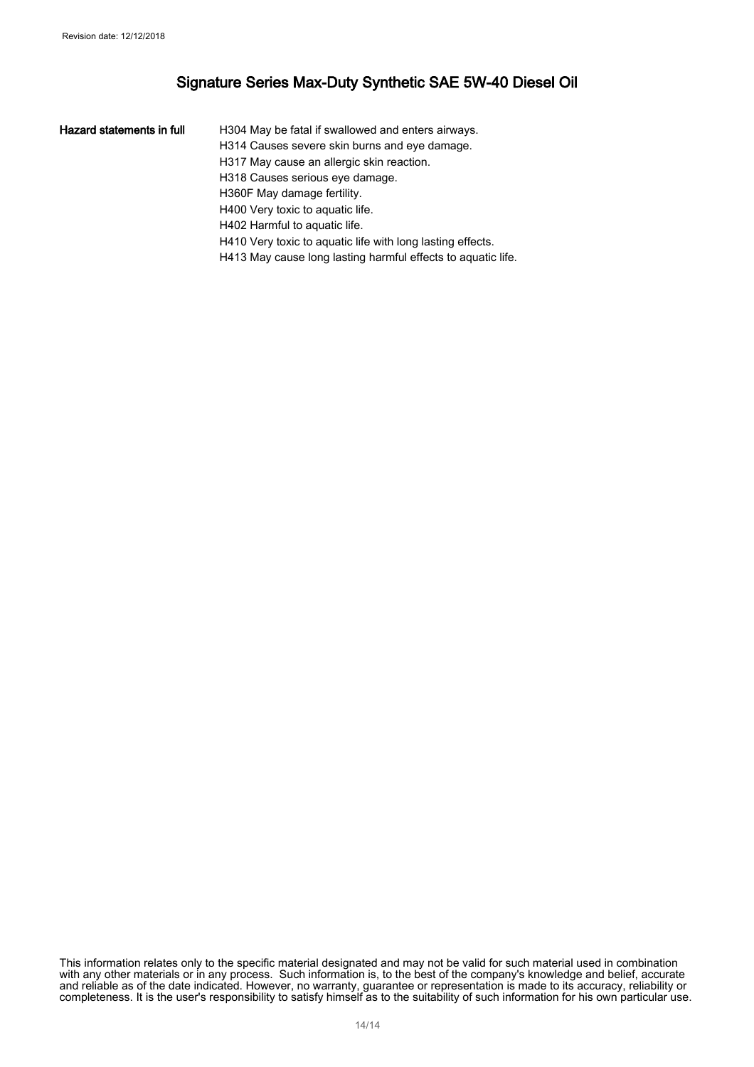**Hazard statements in full**

H304 May be fatal if swallowed and enters airways.
H314 Causes severe skin burns and eye damage.
H317 May cause an allergic skin reaction.
H318 Causes serious eye damage.
H360F May damage fertility.
H400 Very toxic to aquatic life.
H402 Harmful to aquatic life.
H410 Very toxic to aquatic life with long lasting effects.
H413 May cause long lasting harmful effects to aquatic life.

This information relates only to the specific material designated and may not be valid for such material used in combination with any other materials or in any process. Such information is, to the best of the company's knowledge and belief, accurate and reliable as of the date indicated. However, no warranty, guarantee or representation is made to its accuracy, reliability or completeness. It is the user's responsibility to satisfy himself as to the suitability of such information for his own particular use.